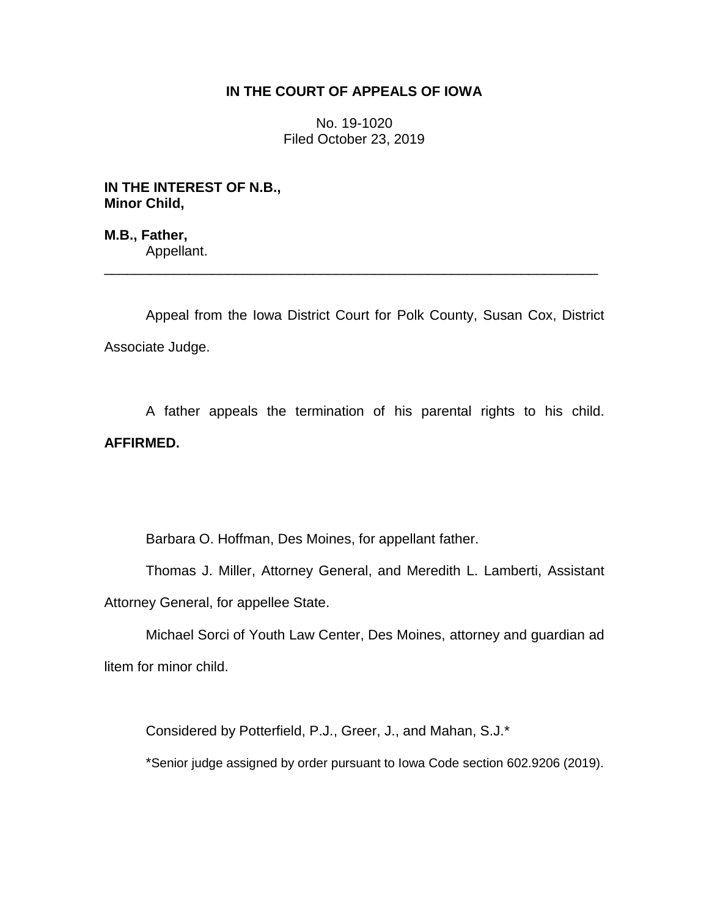**IN THE COURT OF APPEALS OF IOWA**

No. 19-1020
Filed October 23, 2019

**IN THE INTEREST OF N.B.,
Minor Child,**

**M.B., Father,**
Appellant.

---

Appeal from the Iowa District Court for Polk County, Susan Cox, District Associate Judge.

A father appeals the termination of his parental rights to his child. **AFFIRMED.**

Barbara O. Hoffman, Des Moines, for appellant father.

Thomas J. Miller, Attorney General, and Meredith L. Lamberti, Assistant Attorney General, for appellee State.

Michael Sorci of Youth Law Center, Des Moines, attorney and guardian ad litem for minor child.

Considered by Potterfield, P.J., Greer, J., and Mahan, S.J.*

*Senior judge assigned by order pursuant to Iowa Code section 602.9206 (2019).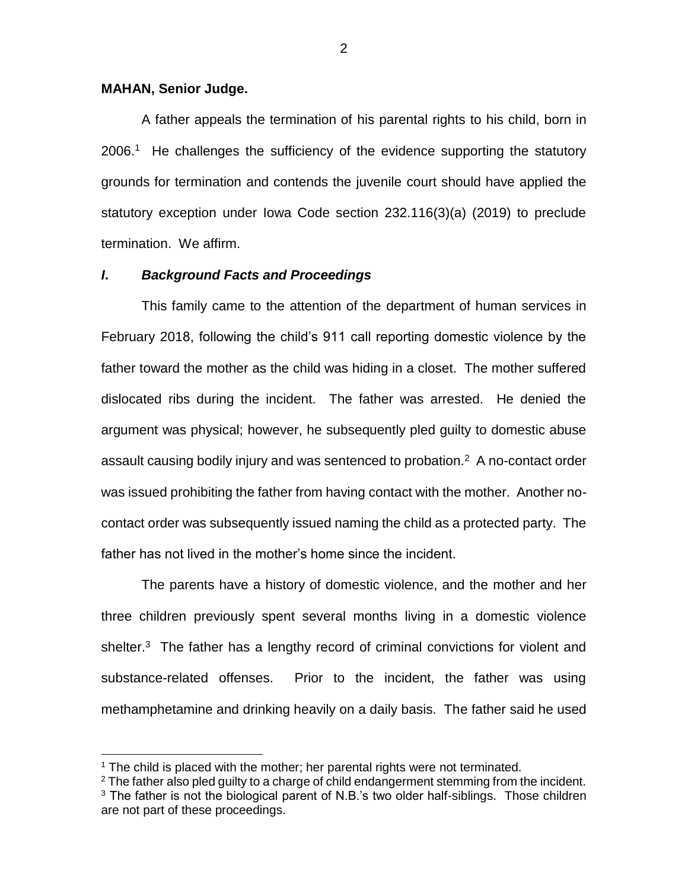**MAHAN, Senior Judge.**

A father appeals the termination of his parental rights to his child, born in 2006.[1] He challenges the sufficiency of the evidence supporting the statutory grounds for termination and contends the juvenile court should have applied the statutory exception under Iowa Code section 232.116(3)(a) (2019) to preclude termination. We affirm.

## *I. Background Facts and Proceedings*

This family came to the attention of the department of human services in February 2018, following the child's 911 call reporting domestic violence by the father toward the mother as the child was hiding in a closet. The mother suffered dislocated ribs during the incident. The father was arrested. He denied the argument was physical; however, he subsequently pled guilty to domestic abuse assault causing bodily injury and was sentenced to probation.[2] A no-contact order was issued prohibiting the father from having contact with the mother. Another no-contact order was subsequently issued naming the child as a protected party. The father has not lived in the mother's home since the incident.

The parents have a history of domestic violence, and the mother and her three children previously spent several months living in a domestic violence shelter.[3] The father has a lengthy record of criminal convictions for violent and substance-related offenses. Prior to the incident, the father was using methamphetamine and drinking heavily on a daily basis. The father said he used

[1] The child is placed with the mother; her parental rights were not terminated.

[2] The father also pled guilty to a charge of child endangerment stemming from the incident.

[3] The father is not the biological parent of N.B.'s two older half-siblings. Those children are not part of these proceedings.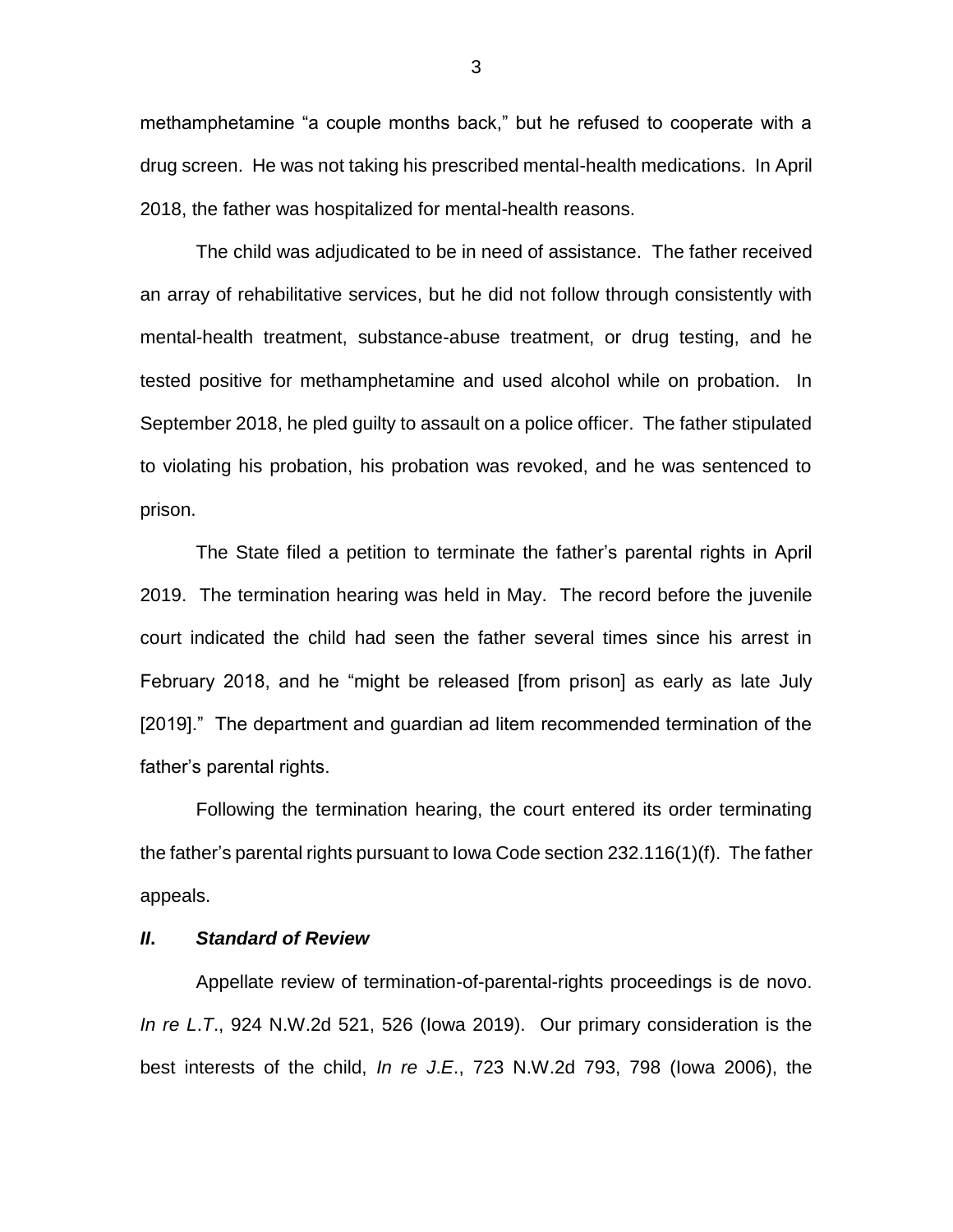methamphetamine "a couple months back," but he refused to cooperate with a drug screen. He was not taking his prescribed mental-health medications. In April 2018, the father was hospitalized for mental-health reasons.

The child was adjudicated to be in need of assistance. The father received an array of rehabilitative services, but he did not follow through consistently with mental-health treatment, substance-abuse treatment, or drug testing, and he tested positive for methamphetamine and used alcohol while on probation. In September 2018, he pled guilty to assault on a police officer. The father stipulated to violating his probation, his probation was revoked, and he was sentenced to prison.

The State filed a petition to terminate the father's parental rights in April 2019. The termination hearing was held in May. The record before the juvenile court indicated the child had seen the father several times since his arrest in February 2018, and he "might be released [from prison] as early as late July [2019]." The department and guardian ad litem recommended termination of the father's parental rights.

Following the termination hearing, the court entered its order terminating the father's parental rights pursuant to Iowa Code section 232.116(1)(f). The father appeals.

## ***II. Standard of Review***

Appellate review of termination-of-parental-rights proceedings is de novo. *In re L.T.*, 924 N.W.2d 521, 526 (Iowa 2019). Our primary consideration is the best interests of the child, *In re J.E.*, 723 N.W.2d 793, 798 (Iowa 2006), the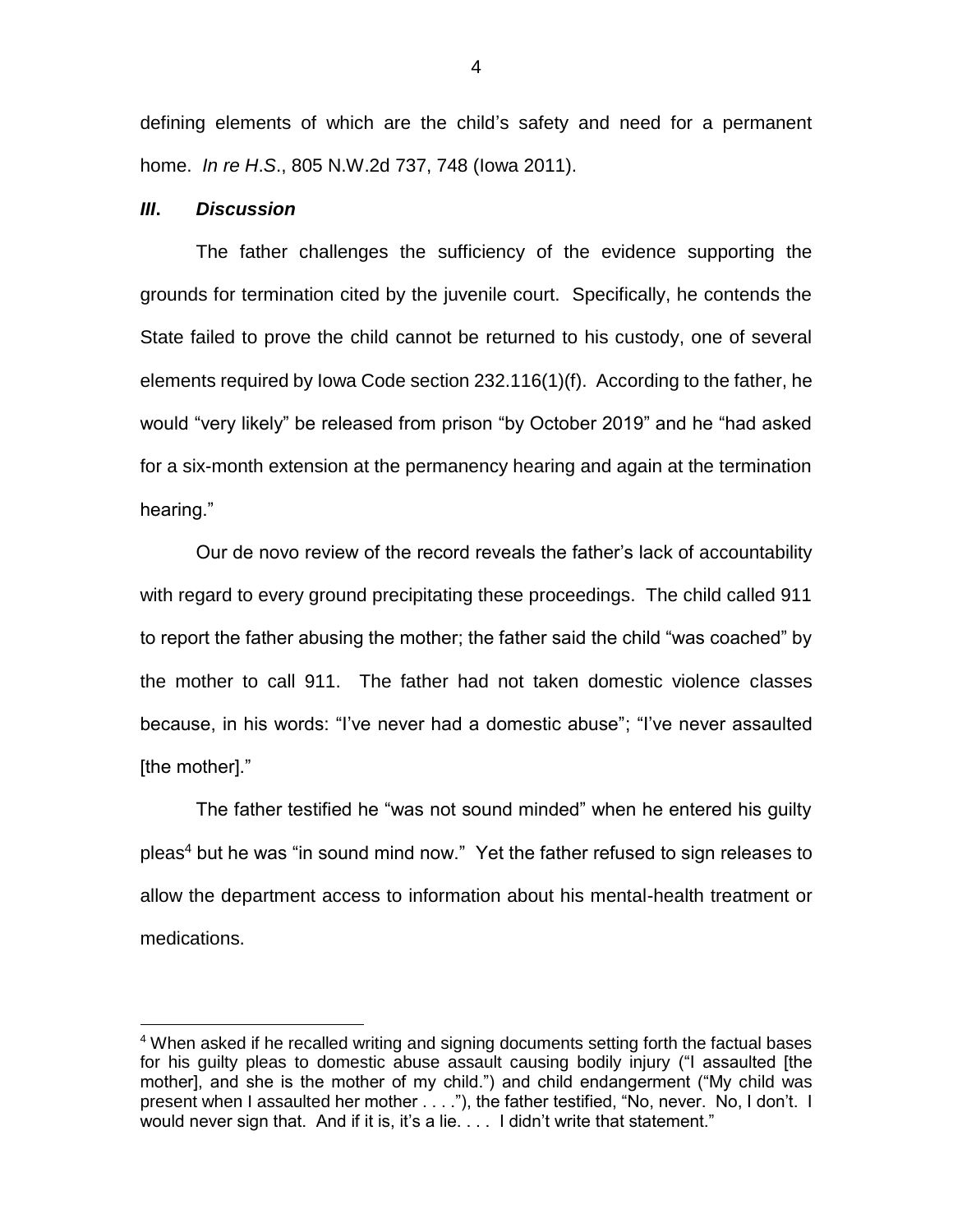defining elements of which are the child's safety and need for a permanent home. *In re H.S.*, 805 N.W.2d 737, 748 (Iowa 2011).

### ***III. Discussion***

The father challenges the sufficiency of the evidence supporting the grounds for termination cited by the juvenile court. Specifically, he contends the State failed to prove the child cannot be returned to his custody, one of several elements required by Iowa Code section 232.116(1)(f). According to the father, he would "very likely" be released from prison "by October 2019" and he "had asked for a six-month extension at the permanency hearing and again at the termination hearing."

Our de novo review of the record reveals the father's lack of accountability with regard to every ground precipitating these proceedings. The child called 911 to report the father abusing the mother; the father said the child "was coached" by the mother to call 911. The father had not taken domestic violence classes because, in his words: "I've never had a domestic abuse"; "I've never assaulted [the mother]."

The father testified he "was not sound minded" when he entered his guilty pleas[4] but he was "in sound mind now." Yet the father refused to sign releases to allow the department access to information about his mental-health treatment or medications.

---

[4] When asked if he recalled writing and signing documents setting forth the factual bases for his guilty pleas to domestic abuse assault causing bodily injury ("I assaulted [the mother], and she is the mother of my child.") and child endangerment ("My child was present when I assaulted her mother . . . ."), the father testified, "No, never. No, I don't. I would never sign that. And if it is, it's a lie. . . . I didn't write that statement."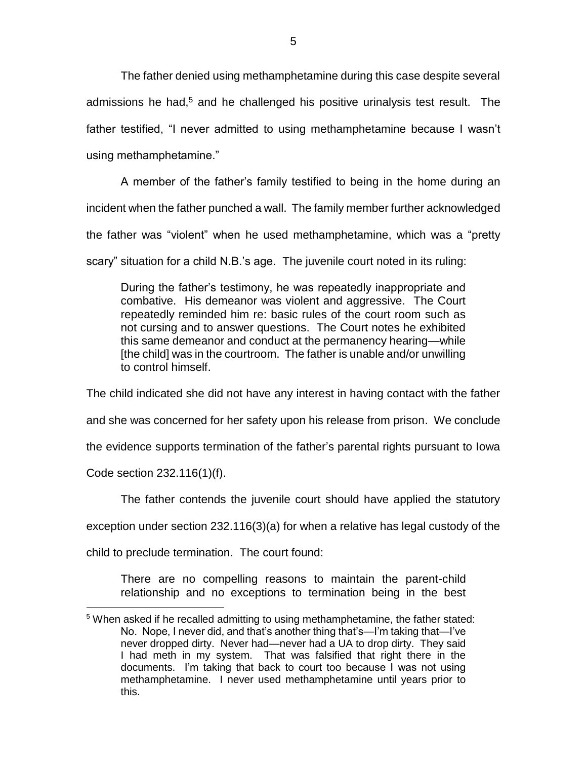The father denied using methamphetamine during this case despite several admissions he had,[5] and he challenged his positive urinalysis test result. The father testified, "I never admitted to using methamphetamine because I wasn't using methamphetamine."

A member of the father's family testified to being in the home during an incident when the father punched a wall. The family member further acknowledged the father was "violent" when he used methamphetamine, which was a "pretty scary" situation for a child N.B.'s age. The juvenile court noted in its ruling:

> During the father's testimony, he was repeatedly inappropriate and combative. His demeanor was violent and aggressive. The Court repeatedly reminded him re: basic rules of the court room such as not cursing and to answer questions. The Court notes he exhibited this same demeanor and conduct at the permanency hearing—while [the child] was in the courtroom. The father is unable and/or unwilling to control himself.

The child indicated she did not have any interest in having contact with the father and she was concerned for her safety upon his release from prison. We conclude the evidence supports termination of the father's parental rights pursuant to Iowa Code section 232.116(1)(f).

The father contends the juvenile court should have applied the statutory exception under section 232.116(3)(a) for when a relative has legal custody of the child to preclude termination. The court found:

> There are no compelling reasons to maintain the parent-child relationship and no exceptions to termination being in the best

[5] When asked if he recalled admitting to using methamphetamine, the father stated:

> No. Nope, I never did, and that's another thing that's—I'm taking that—I've never dropped dirty. Never had—never had a UA to drop dirty. They said I had meth in my system. That was falsified that right there in the documents. I'm taking that back to court too because I was not using methamphetamine. I never used methamphetamine until years prior to this.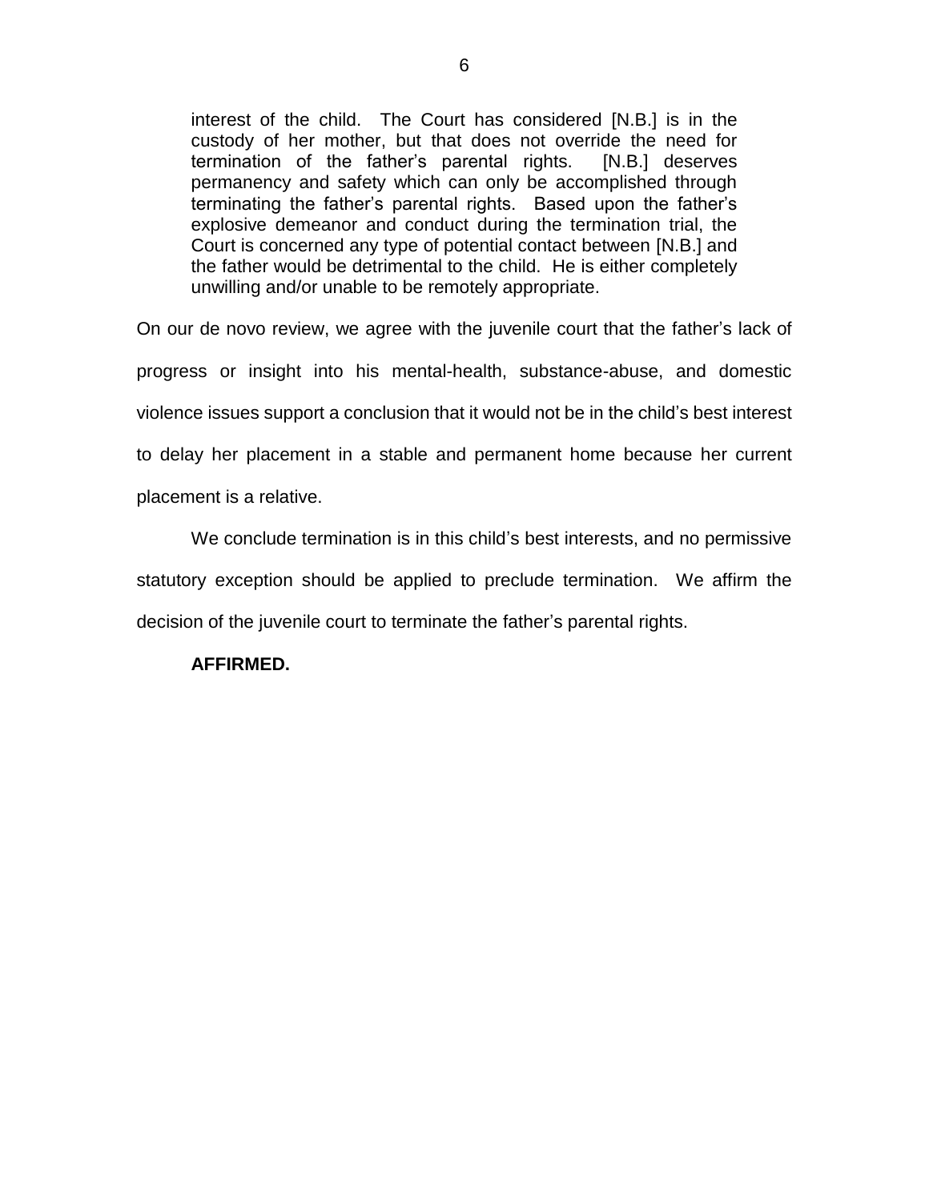> interest of the child. The Court has considered [N.B.] is in the custody of her mother, but that does not override the need for termination of the father's parental rights. [N.B.] deserves permanency and safety which can only be accomplished through terminating the father's parental rights. Based upon the father's explosive demeanor and conduct during the termination trial, the Court is concerned any type of potential contact between [N.B.] and the father would be detrimental to the child. He is either completely unwilling and/or unable to be remotely appropriate.

On our de novo review, we agree with the juvenile court that the father's lack of progress or insight into his mental-health, substance-abuse, and domestic violence issues support a conclusion that it would not be in the child's best interest to delay her placement in a stable and permanent home because her current placement is a relative.

We conclude termination is in this child's best interests, and no permissive statutory exception should be applied to preclude termination. We affirm the decision of the juvenile court to terminate the father's parental rights.

**AFFIRMED.**